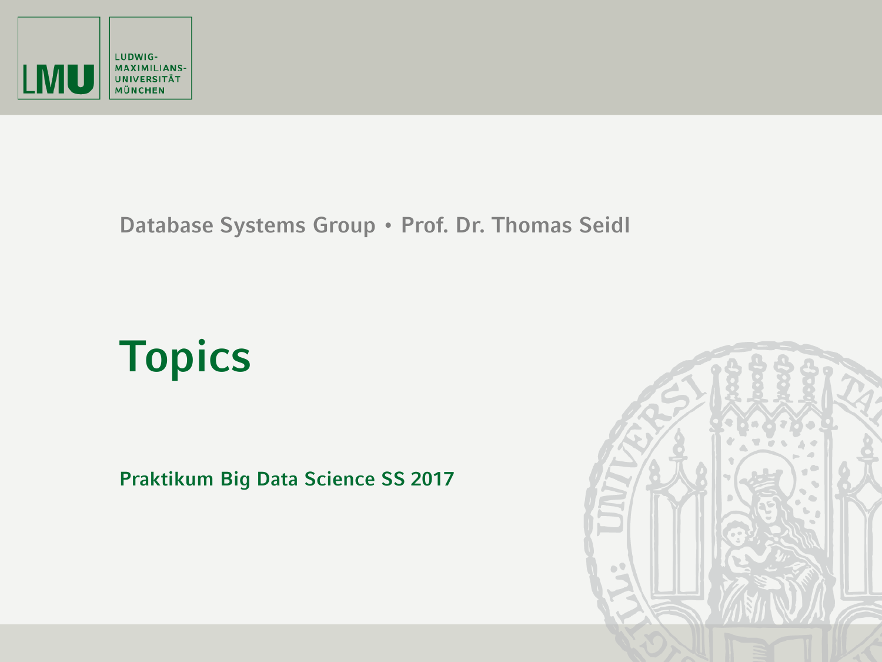Database Systems Group • Prof. Dr. Thomas Seidl

# Topics

**Praktikum Big Data Science SS 2017**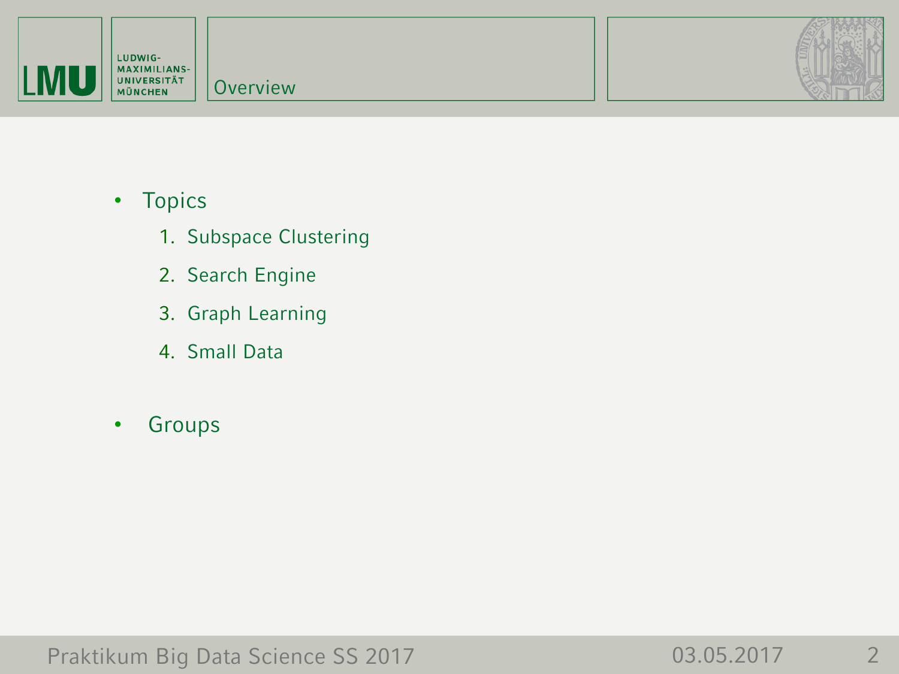# Overview

- Topics
  1. Subspace Clustering
  2. Search Engine
  3. Graph Learning
  4. Small Data

- Groups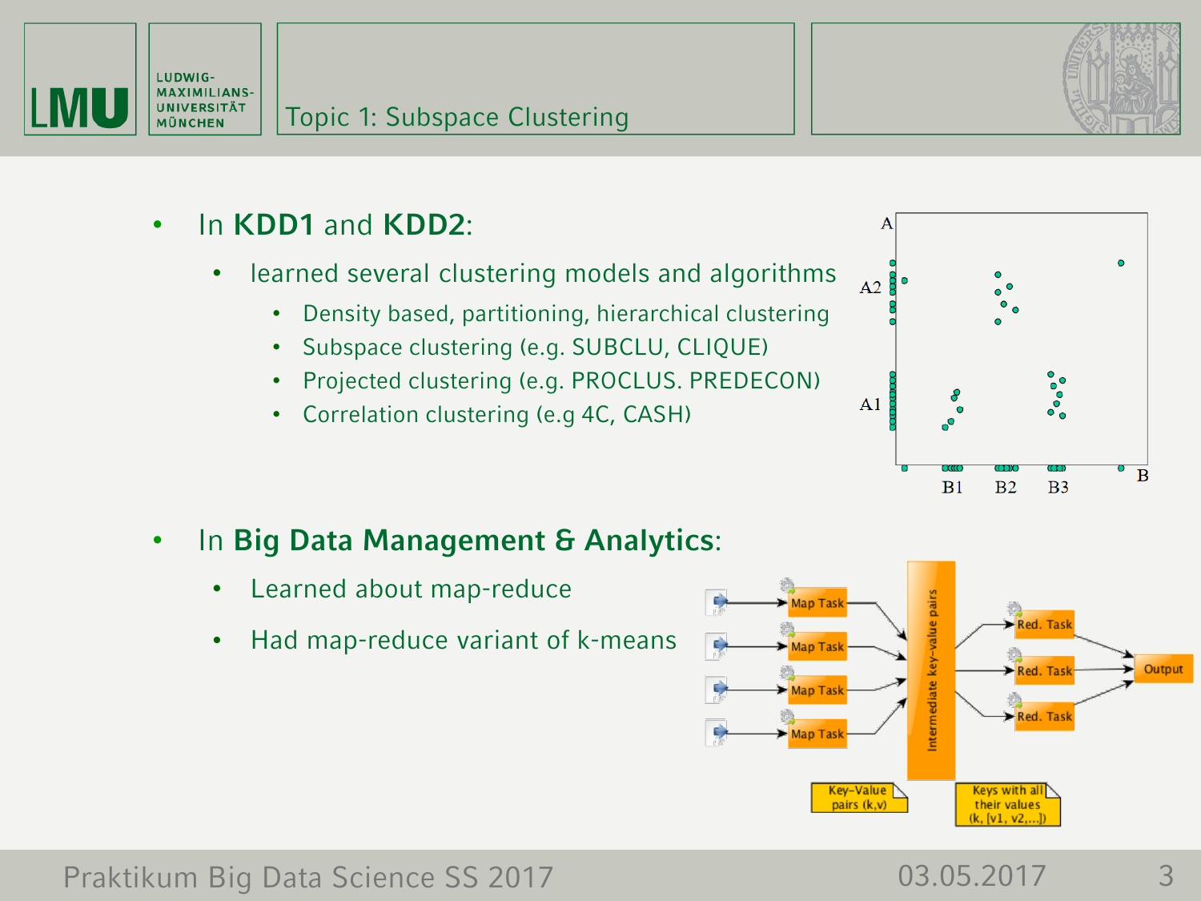## Topic 1: Subspace Clustering

- In **KDD1** and **KDD2**:
  - learned several clustering models and algorithms
    - Density based, partitioning, hierarchical clustering
    - Subspace clustering (e.g. SUBCLU, CLIQUE)
    - Projected clustering (e.g. PROCLUS. PREDECON)
    - Correlation clustering (e.g 4C, CASH)

- In **Big Data Management & Analytics**:
  - Learned about map-reduce
  - Had map-reduce variant of k-means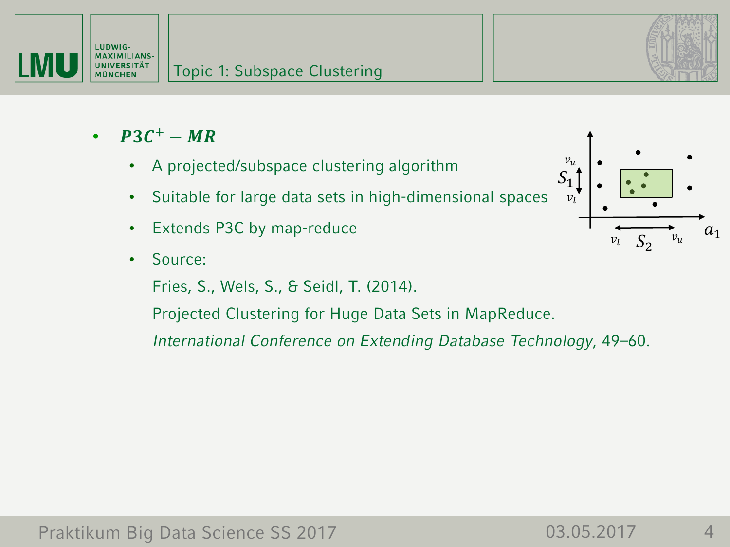## Topic 1: Subspace Clustering

- ***P3C⁺ − MR***
  - A projected/subspace clustering algorithm
  - Suitable for large data sets in high-dimensional spaces
  - Extends P3C by map-reduce
  - Source:

    Fries, S., Wels, S., & Seidl, T. (2014).

    Projected Clustering for Huge Data Sets in MapReduce.

    *International Conference on Extending Database Technology*, 49–60.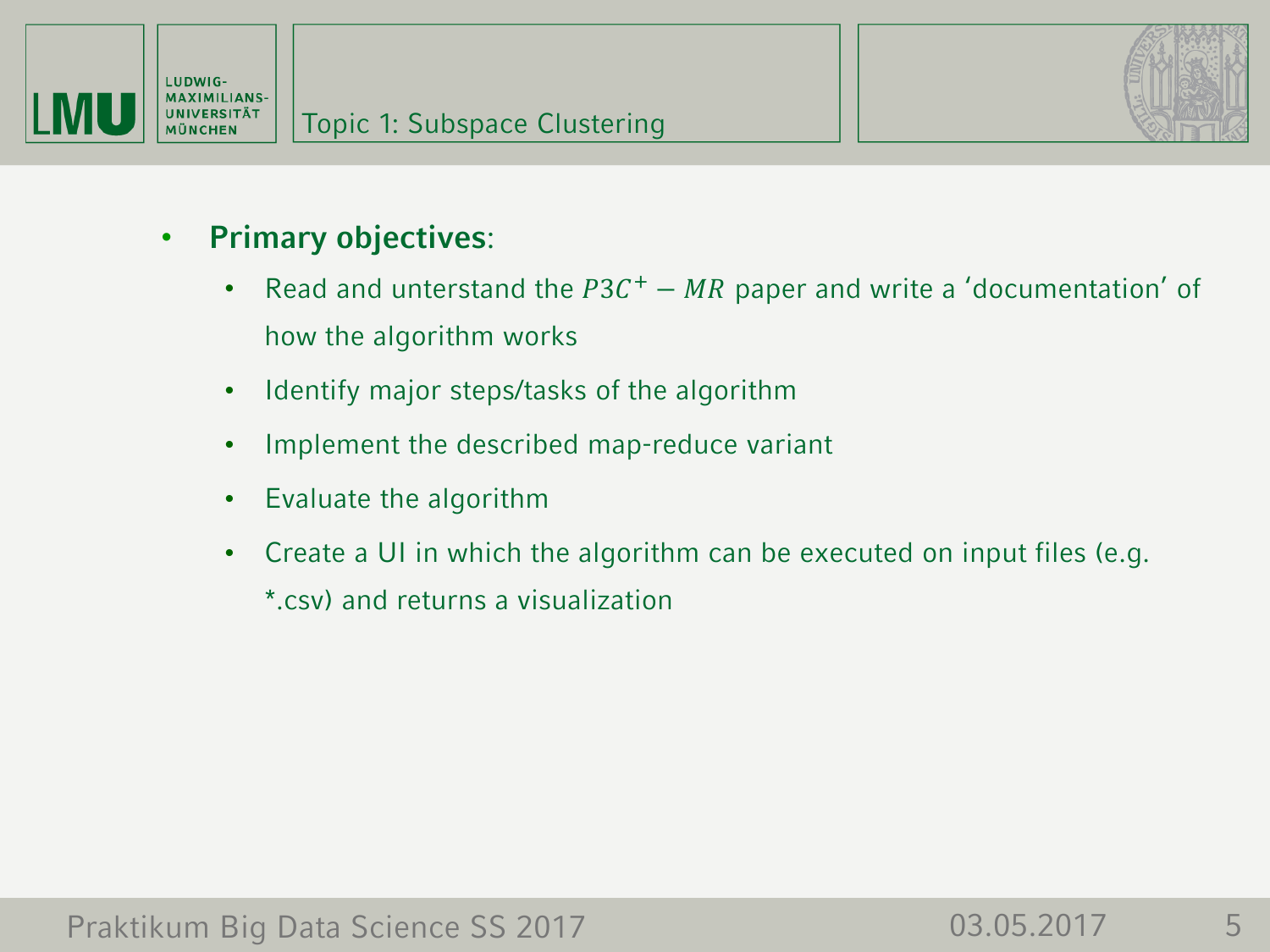## Topic 1: Subspace Clustering

- **Primary objectives**:
  - Read and unterstand the $P3C^+ - MR$ paper and write a 'documentation' of how the algorithm works
  - Identify major steps/tasks of the algorithm
  - Implement the described map-reduce variant
  - Evaluate the algorithm
  - Create a UI in which the algorithm can be executed on input files (e.g. *.csv) and returns a visualization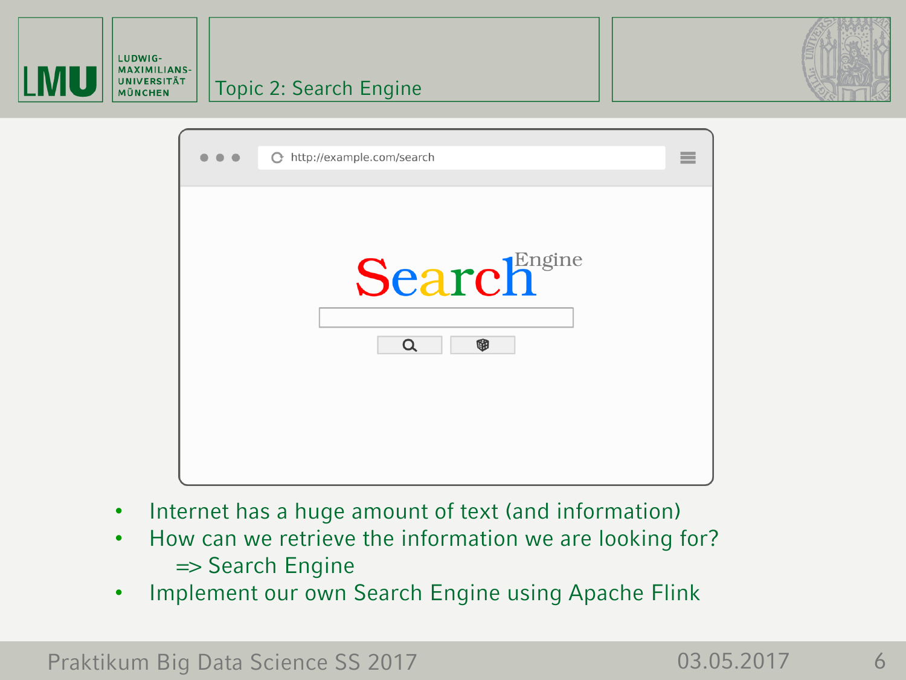# Topic 2: Search Engine

- Internet has a huge amount of text (and information)
- How can we retrieve the information we are looking for?
  => Search Engine
- Implement our own Search Engine using Apache Flink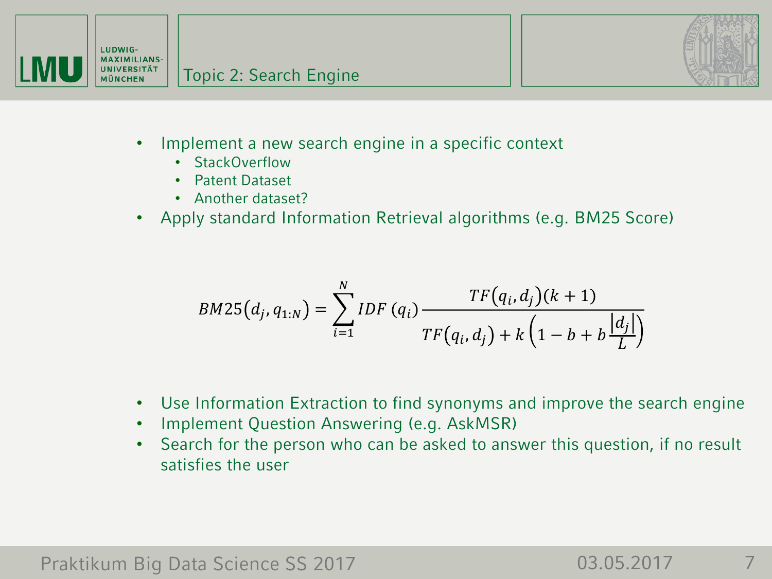# Topic 2: Search Engine

- Implement a new search engine in a specific context
  - StackOverflow
  - Patent Dataset
  - Another dataset?
- Apply standard Information Retrieval algorithms (e.g. BM25 Score)

$$BM25(d_j, q_{1:N}) = \sum_{i=1}^{N} IDF\,(q_i)\frac{TF(q_i, d_j)(k+1)}{TF(q_i, d_j) + k\left(1 - b + b\frac{|d_j|}{L}\right)}$$

- Use Information Extraction to find synonyms and improve the search engine
- Implement Question Answering (e.g. AskMSR)
- Search for the person who can be asked to answer this question, if no result satisfies the user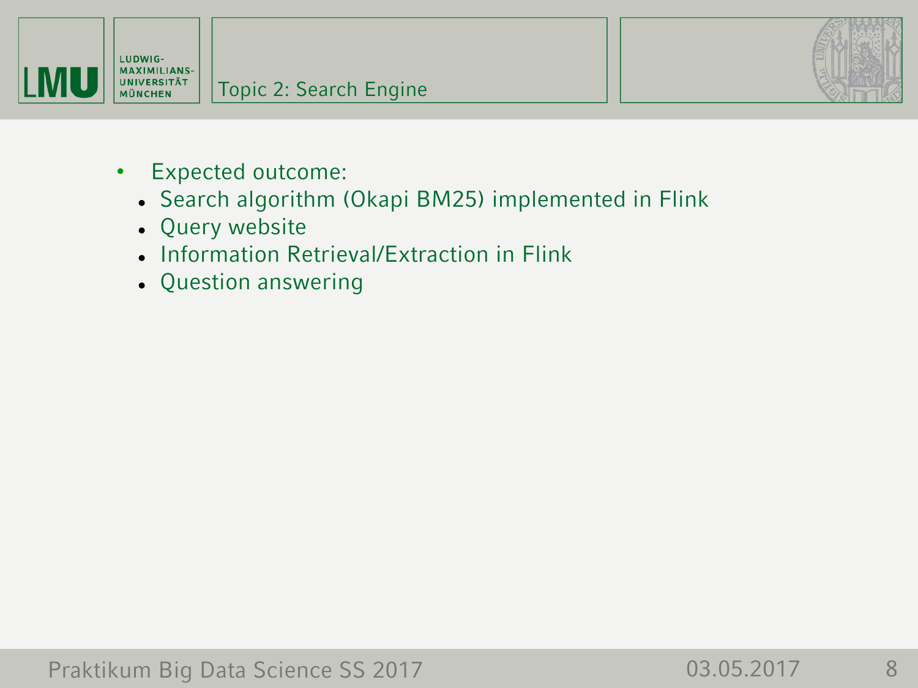## Topic 2: Search Engine

- Expected outcome:
  - Search algorithm (Okapi BM25) implemented in Flink
  - Query website
  - Information Retrieval/Extraction in Flink
  - Question answering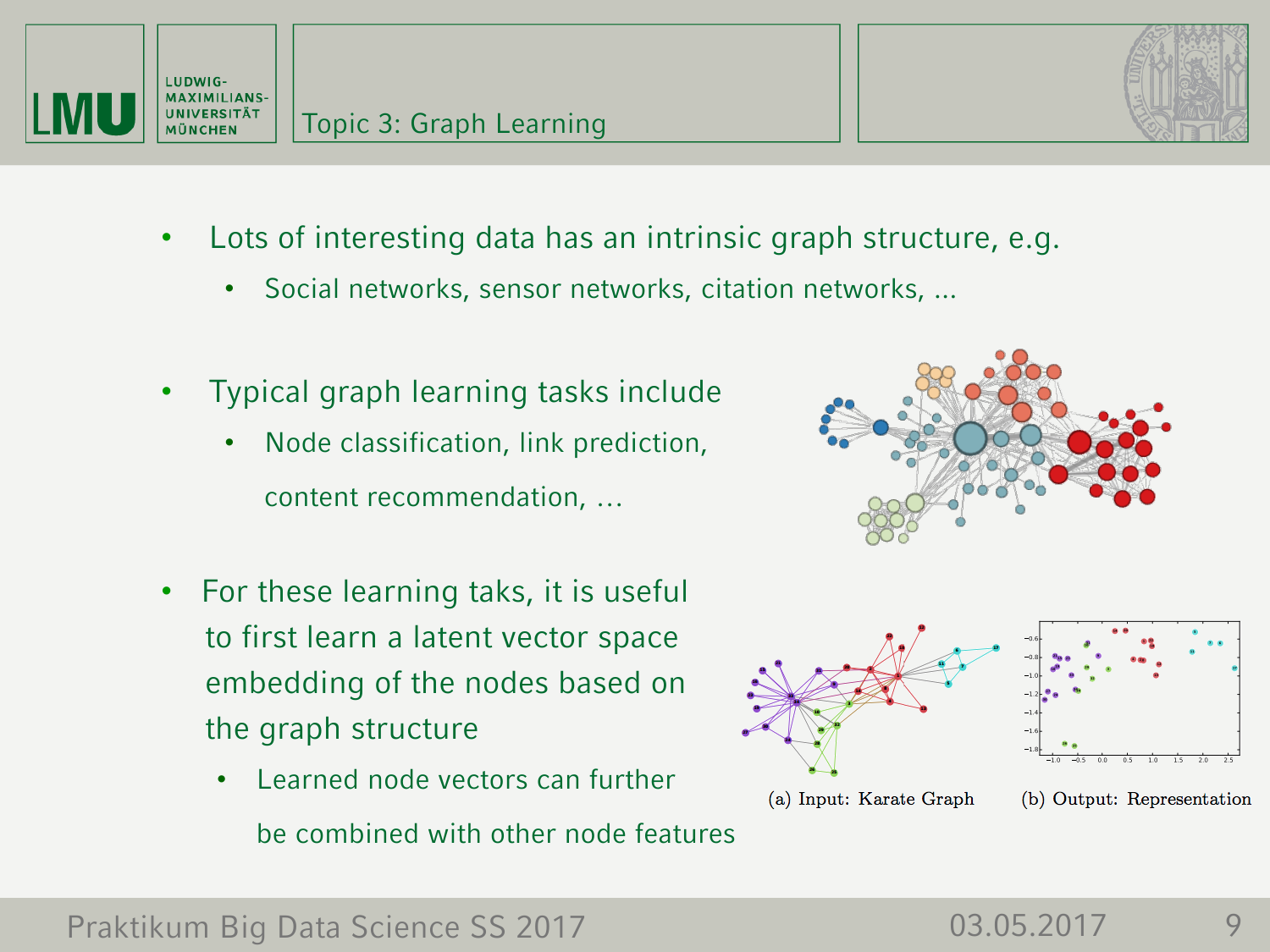# Topic 3: Graph Learning

- Lots of interesting data has an intrinsic graph structure, e.g.
  - Social networks, sensor networks, citation networks, ...
- Typical graph learning tasks include
  - Node classification, link prediction, content recommendation, …
- For these learning taks, it is useful to first learn a latent vector space embedding of the nodes based on the graph structure
  - Learned node vectors can further be combined with other node features

(a) Input: Karate Graph (b) Output: Representation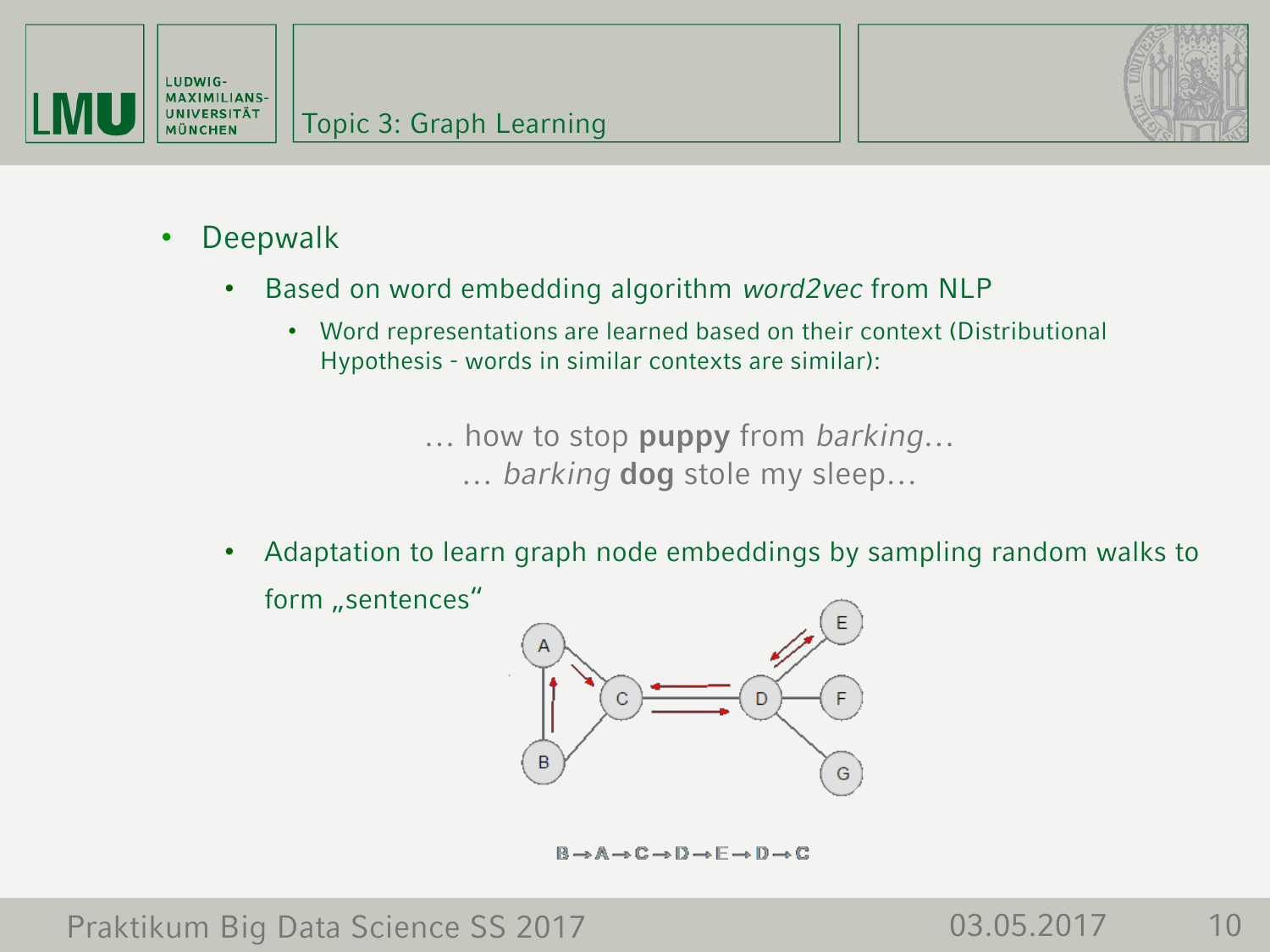- Deepwalk
  - Based on word embedding algorithm *word2vec* from NLP
    - Word representations are learned based on their context (Distributional Hypothesis - words in similar contexts are similar):

… how to stop **puppy** from *barking*…
… *barking* **dog** stole my sleep…

  - Adaptation to learn graph node embeddings by sampling random walks to form „sentences"

B → A → C → D → E → D → C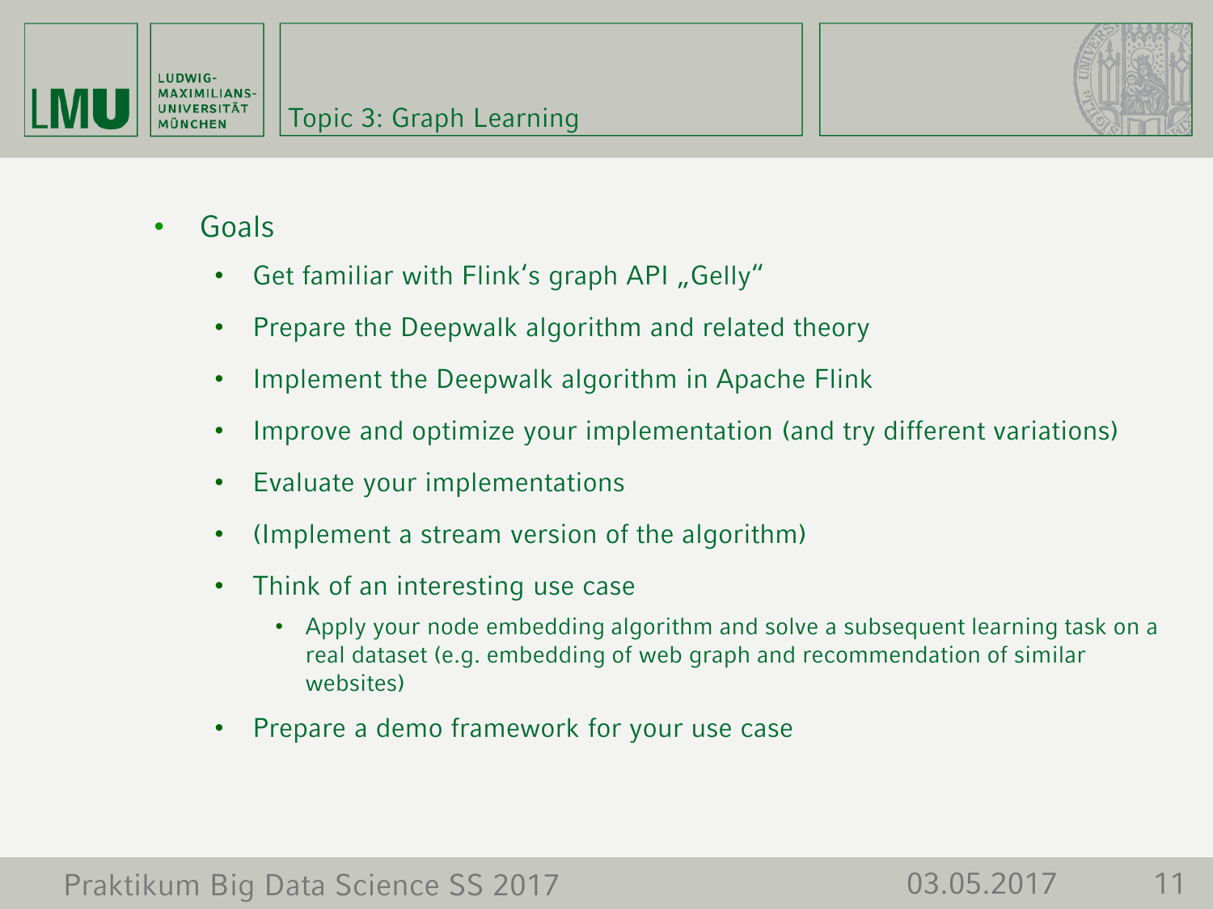## Topic 3: Graph Learning

- Goals
  - Get familiar with Flink‘s graph API „Gelly“
  - Prepare the Deepwalk algorithm and related theory
  - Implement the Deepwalk algorithm in Apache Flink
  - Improve and optimize your implementation (and try different variations)
  - Evaluate your implementations
  - (Implement a stream version of the algorithm)
  - Think of an interesting use case
    - Apply your node embedding algorithm and solve a subsequent learning task on a real dataset (e.g. embedding of web graph and recommendation of similar websites)
  - Prepare a demo framework for your use case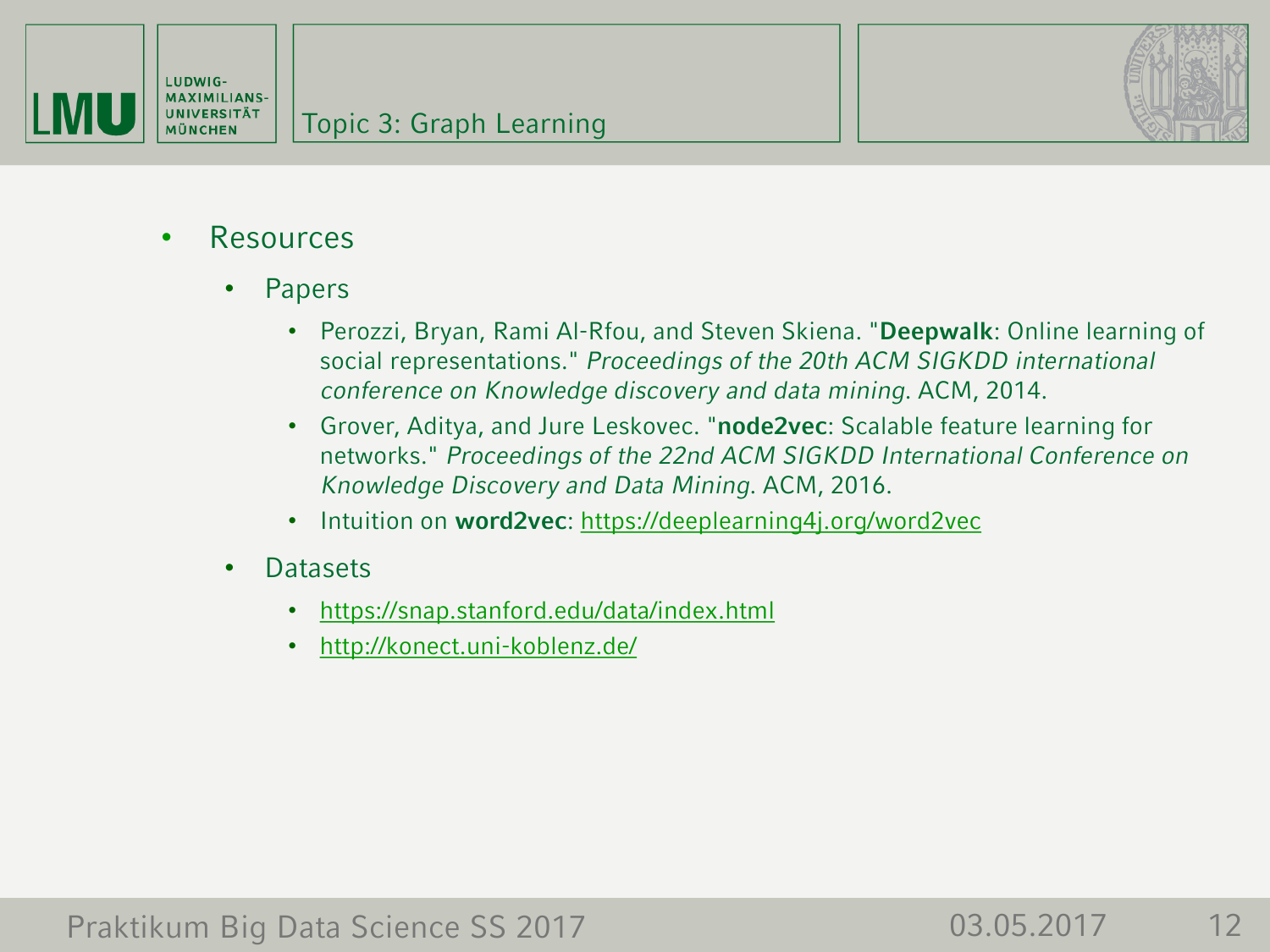# Topic 3: Graph Learning

- Resources
  - Papers
    - Perozzi, Bryan, Rami Al-Rfou, and Steven Skiena. "**Deepwalk**: Online learning of social representations." *Proceedings of the 20th ACM SIGKDD international conference on Knowledge discovery and data mining*. ACM, 2014.
    - Grover, Aditya, and Jure Leskovec. "**node2vec**: Scalable feature learning for networks." *Proceedings of the 22nd ACM SIGKDD International Conference on Knowledge Discovery and Data Mining*. ACM, 2016.
    - Intuition on **word2vec**: https://deeplearning4j.org/word2vec
  - Datasets
    - https://snap.stanford.edu/data/index.html
    - http://konect.uni-koblenz.de/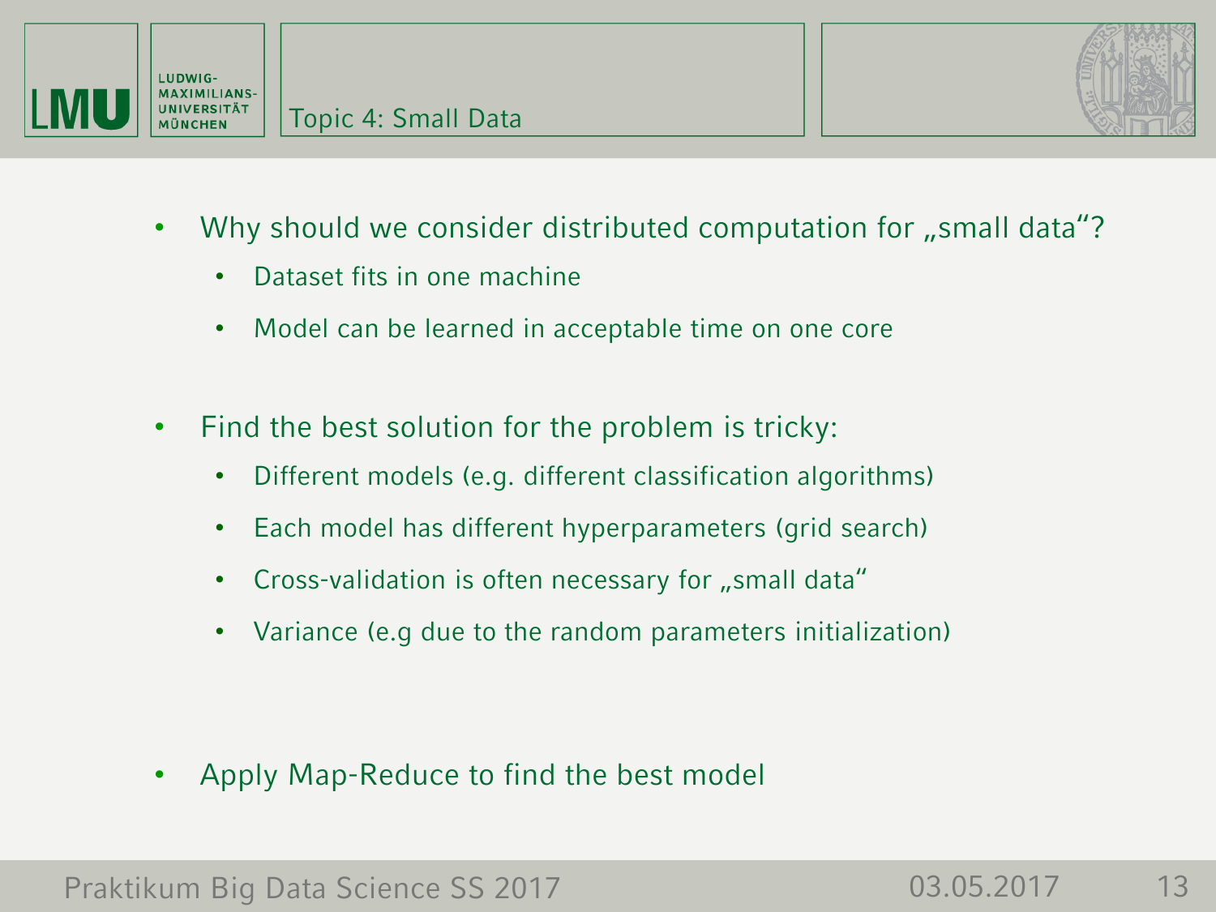## Topic 4: Small Data

- Why should we consider distributed computation for „small data“?
  - Dataset fits in one machine
  - Model can be learned in acceptable time on one core

- Find the best solution for the problem is tricky:
  - Different models (e.g. different classification algorithms)
  - Each model has different hyperparameters (grid search)
  - Cross-validation is often necessary for „small data“
  - Variance (e.g due to the random parameters initialization)

- Apply Map-Reduce to find the best model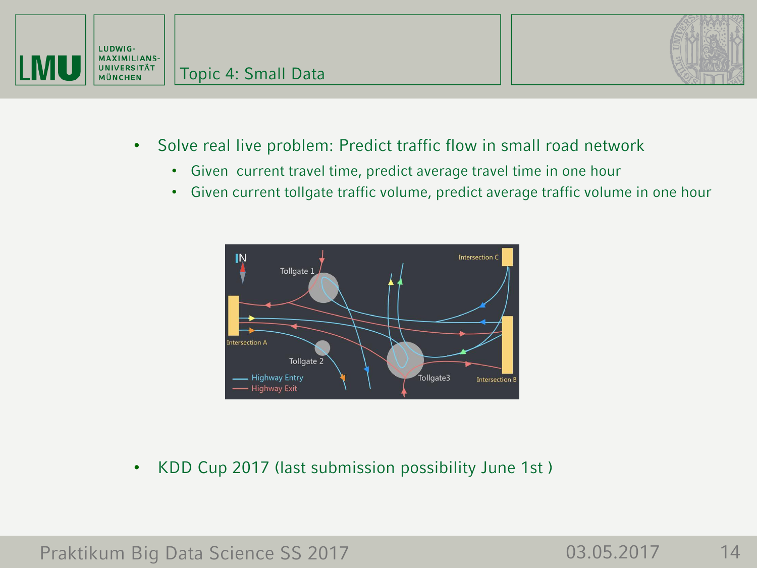# Topic 4: Small Data

- Solve real live problem: Predict traffic flow in small road network
  - Given  current travel time, predict average travel time in one hour
  - Given current tollgate traffic volume, predict average traffic volume in one hour

- KDD Cup 2017 (last submission possibility June 1st )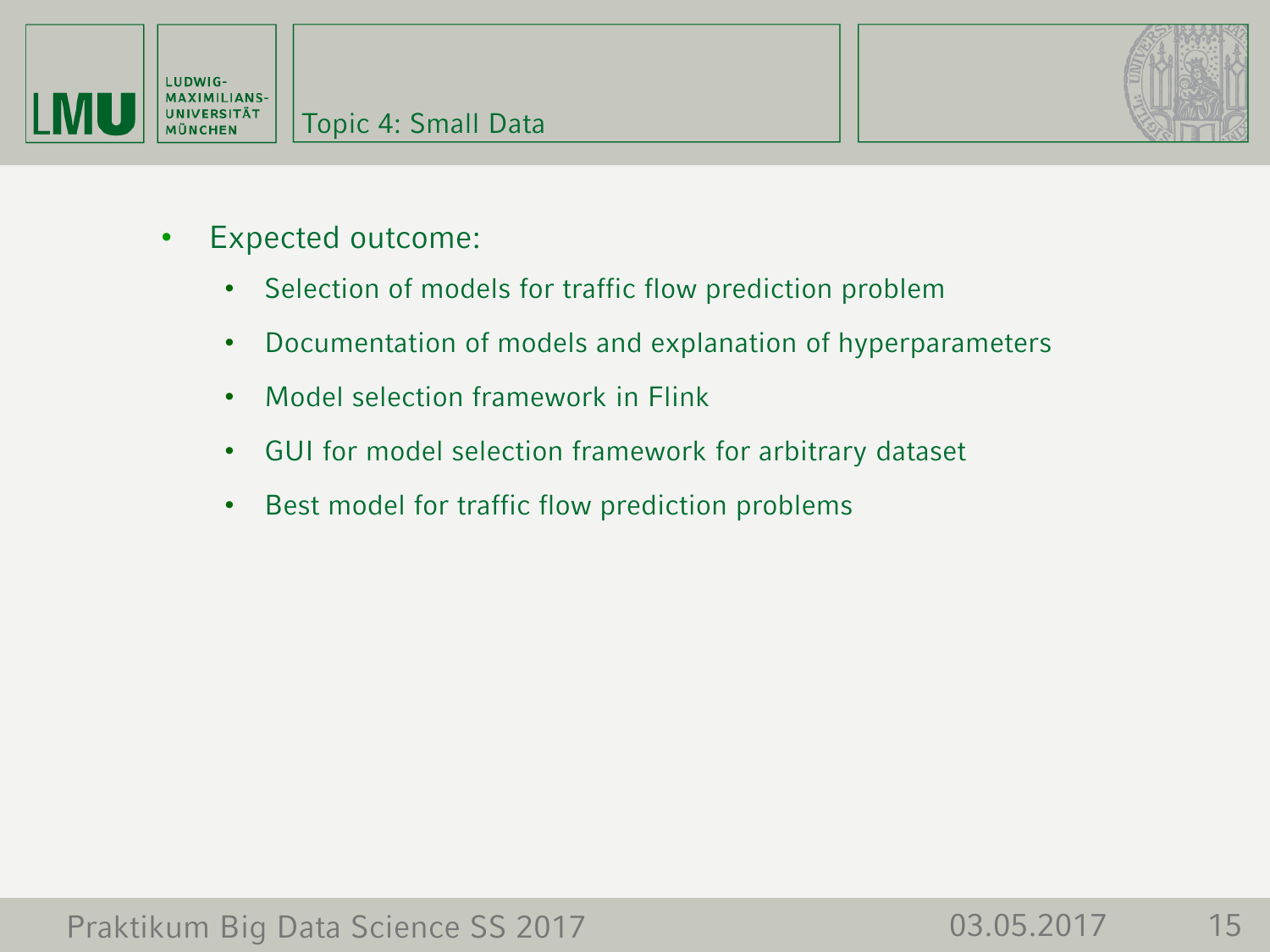## Topic 4: Small Data

- Expected outcome:
  - Selection of models for traffic flow prediction problem
  - Documentation of models and explanation of hyperparameters
  - Model selection framework in Flink
  - GUI for model selection framework for arbitrary dataset
  - Best model for traffic flow prediction problems